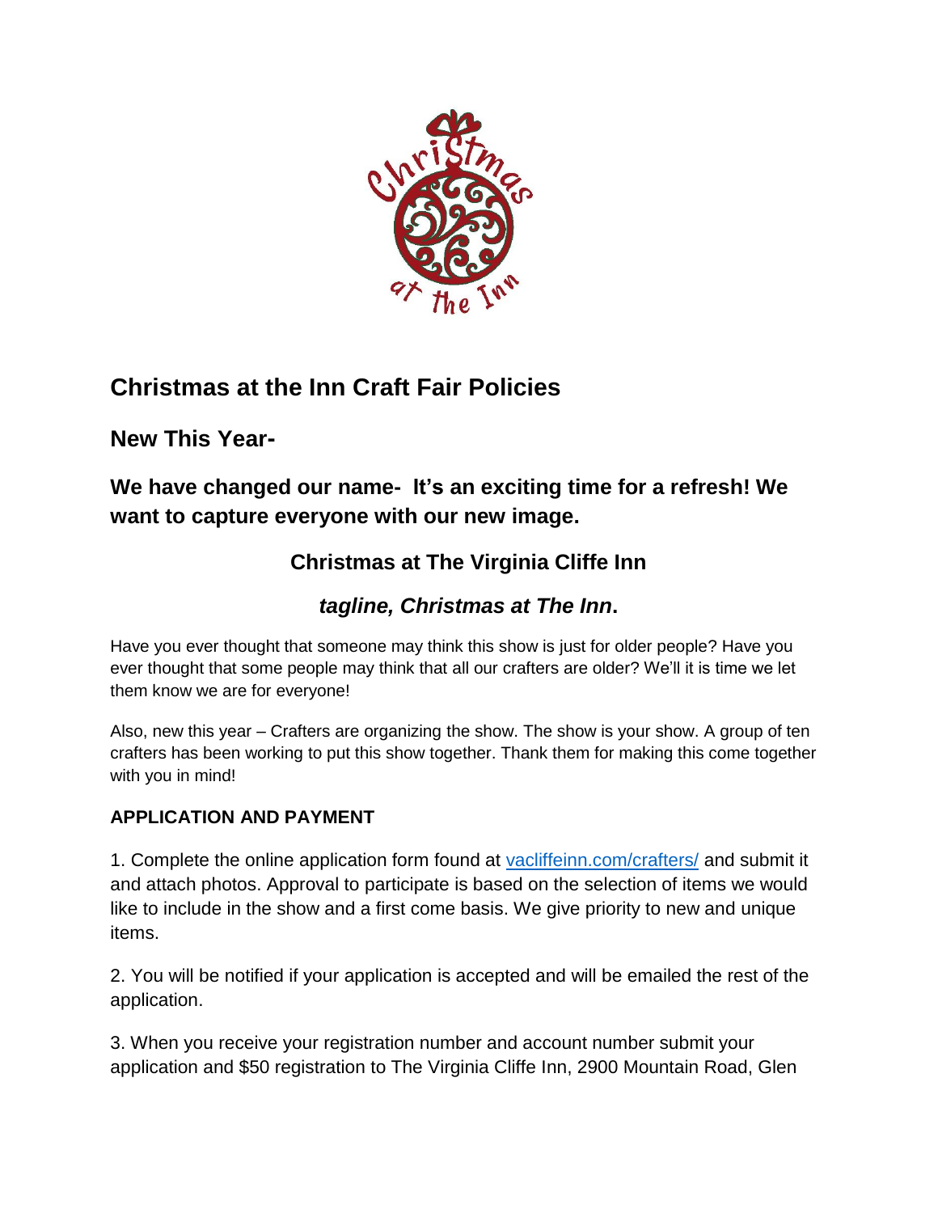# Christmas at the Inn Craft Fair Policies

## New This Year-

### We have changed our name- It's an exciting time for a refresh! We want to capture everyone with our new image.

### Christmas at The Virginia Cliffe Inn

### *tagline, Christmas at The Inn*.

Have you ever thought that someone may think this show is just for older people? Have you ever thought that some people may think that all our crafters are older? We'll it is time we let them know we are for everyone!

Also, new this year – Crafters are organizing the show. The show is your show. A group of ten crafters has been working to put this show together. Thank them for making this come together with you in mind!

**APPLICATION AND PAYMENT**

1. Complete the online application form found at [vacliffeinn.com/crafters/](vacliffeinn.com/crafters/) and submit it and attach photos. Approval to participate is based on the selection of items we would like to include in the show and a first come basis. We give priority to new and unique items.

2. You will be notified if your application is accepted and will be emailed the rest of the application.

3. When you receive your registration number and account number submit your application and $50 registration to The Virginia Cliffe Inn, 2900 Mountain Road, Glen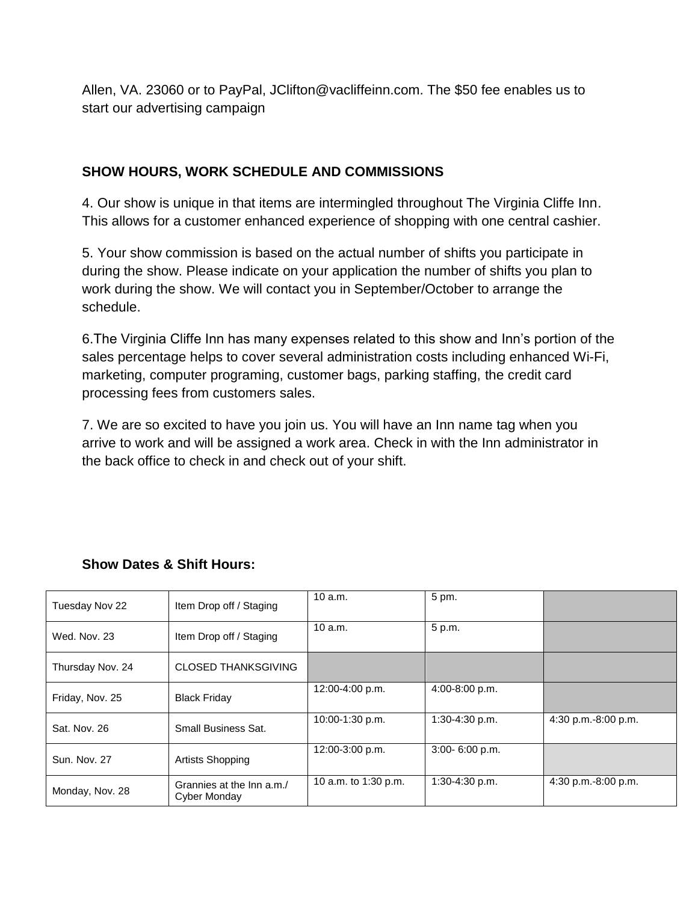Allen, VA. 23060 or to PayPal, JClifton@vacliffeinn.com. The $50 fee enables us to start our advertising campaign

### SHOW HOURS, WORK SCHEDULE AND COMMISSIONS

4. Our show is unique in that items are intermingled throughout The Virginia Cliffe Inn. This allows for a customer enhanced experience of shopping with one central cashier.

5. Your show commission is based on the actual number of shifts you participate in during the show. Please indicate on your application the number of shifts you plan to work during the show. We will contact you in September/October to arrange the schedule.

6.The Virginia Cliffe Inn has many expenses related to this show and Inn's portion of the sales percentage helps to cover several administration costs including enhanced Wi-Fi, marketing, computer programing, customer bags, parking staffing, the credit card processing fees from customers sales.

7. We are so excited to have you join us. You will have an Inn name tag when you arrive to work and will be assigned a work area. Check in with the Inn administrator in the back office to check in and check out of your shift.

**Show Dates & Shift Hours:**

| | | | | |
|---|---|---|---|---|
| Tuesday Nov 22 | Item Drop off / Staging | 10 a.m. | 5 pm. | |
| Wed. Nov. 23 | Item Drop off / Staging | 10 a.m. | 5 p.m. | |
| Thursday Nov. 24 | CLOSED THANKSGIVING | | | |
| Friday, Nov. 25 | Black Friday | 12:00-4:00 p.m. | 4:00-8:00 p.m. | |
| Sat. Nov. 26 | Small Business Sat. | 10:00-1:30 p.m. | 1:30-4:30 p.m. | 4:30 p.m.-8:00 p.m. |
| Sun. Nov. 27 | Artists Shopping | 12:00-3:00 p.m. | 3:00- 6:00 p.m. | |
| Monday, Nov. 28 | Grannies at the Inn a.m./ Cyber Monday | 10 a.m. to 1:30 p.m. | 1:30-4:30 p.m. | 4:30 p.m.-8:00 p.m. |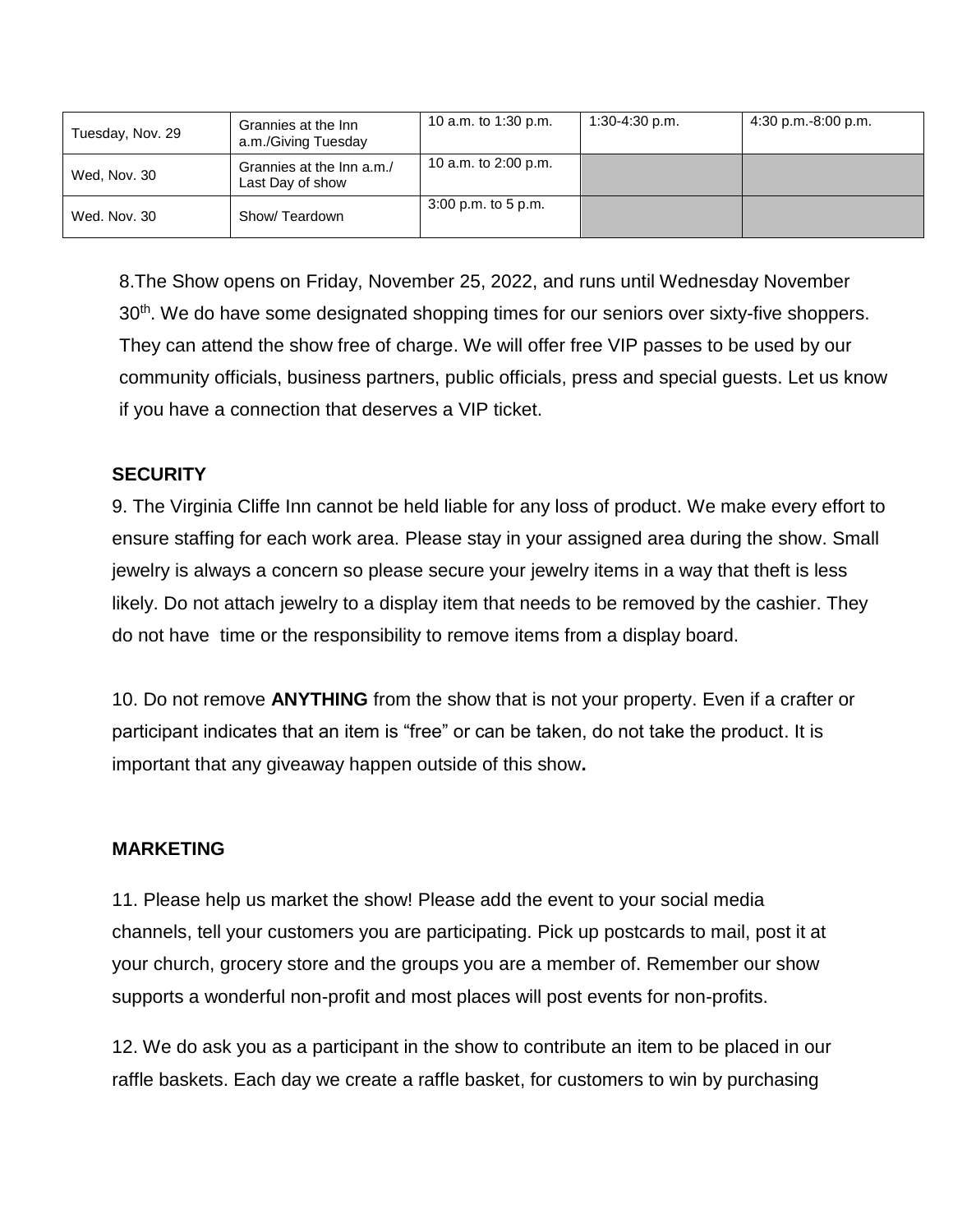| | | | | |
|---|---|---|---|---|
| Tuesday, Nov. 29 | Grannies at the Inn a.m./Giving Tuesday | 10 a.m. to 1:30 p.m. | 1:30-4:30 p.m. | 4:30 p.m.-8:00 p.m. |
| Wed, Nov. 30 | Grannies at the Inn a.m./ Last Day of show | 10 a.m. to 2:00 p.m. | | |
| Wed. Nov. 30 | Show/ Teardown | 3:00 p.m. to 5 p.m. | | |

8.The Show opens on Friday, November 25, 2022, and runs until Wednesday November 30th. We do have some designated shopping times for our seniors over sixty-five shoppers. They can attend the show free of charge. We will offer free VIP passes to be used by our community officials, business partners, public officials, press and special guests. Let us know if you have a connection that deserves a VIP ticket.

**SECURITY**

9. The Virginia Cliffe Inn cannot be held liable for any loss of product. We make every effort to ensure staffing for each work area. Please stay in your assigned area during the show. Small jewelry is always a concern so please secure your jewelry items in a way that theft is less likely. Do not attach jewelry to a display item that needs to be removed by the cashier. They do not have time or the responsibility to remove items from a display board.

10. Do not remove **ANYTHING** from the show that is not your property. Even if a crafter or participant indicates that an item is "free" or can be taken, do not take the product. It is important that any giveaway happen outside of this show**.**

**MARKETING**

11. Please help us market the show! Please add the event to your social media channels, tell your customers you are participating. Pick up postcards to mail, post it at your church, grocery store and the groups you are a member of. Remember our show supports a wonderful non-profit and most places will post events for non-profits.

12. We do ask you as a participant in the show to contribute an item to be placed in our raffle baskets. Each day we create a raffle basket, for customers to win by purchasing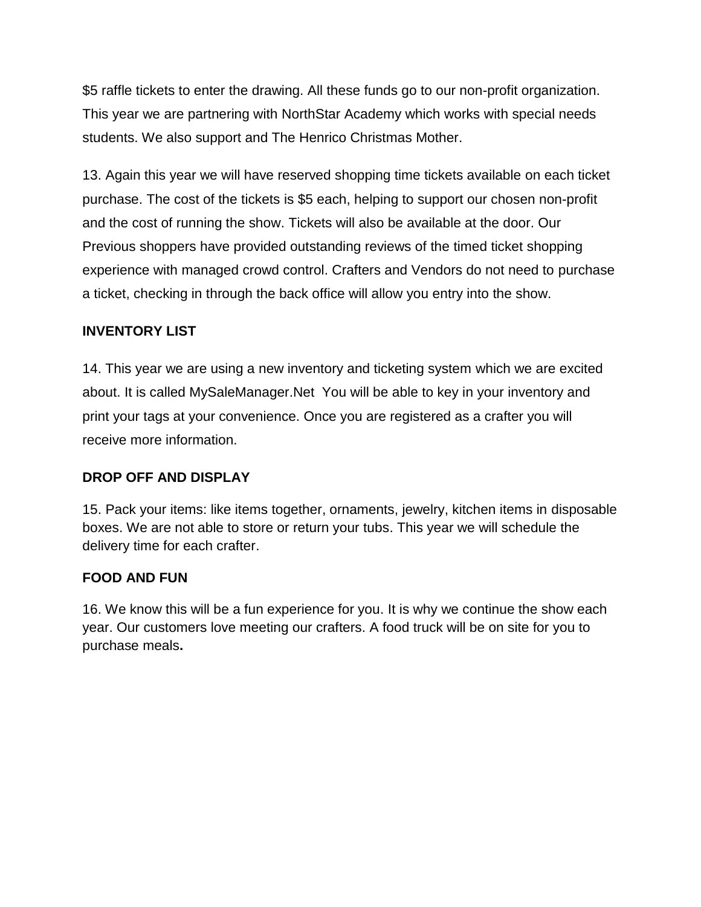$5 raffle tickets to enter the drawing. All these funds go to our non-profit organization. This year we are partnering with NorthStar Academy which works with special needs students. We also support and The Henrico Christmas Mother.

13. Again this year we will have reserved shopping time tickets available on each ticket purchase. The cost of the tickets is $5 each, helping to support our chosen non-profit and the cost of running the show. Tickets will also be available at the door. Our Previous shoppers have provided outstanding reviews of the timed ticket shopping experience with managed crowd control. Crafters and Vendors do not need to purchase a ticket, checking in through the back office will allow you entry into the show.

**INVENTORY LIST**

14. This year we are using a new inventory and ticketing system which we are excited about. It is called MySaleManager.Net You will be able to key in your inventory and print your tags at your convenience. Once you are registered as a crafter you will receive more information.

**DROP OFF AND DISPLAY**

15. Pack your items: like items together, ornaments, jewelry, kitchen items in disposable boxes. We are not able to store or return your tubs. This year we will schedule the delivery time for each crafter.

**FOOD AND FUN**

16. We know this will be a fun experience for you. It is why we continue the show each year. Our customers love meeting our crafters. A food truck will be on site for you to purchase meals**.**